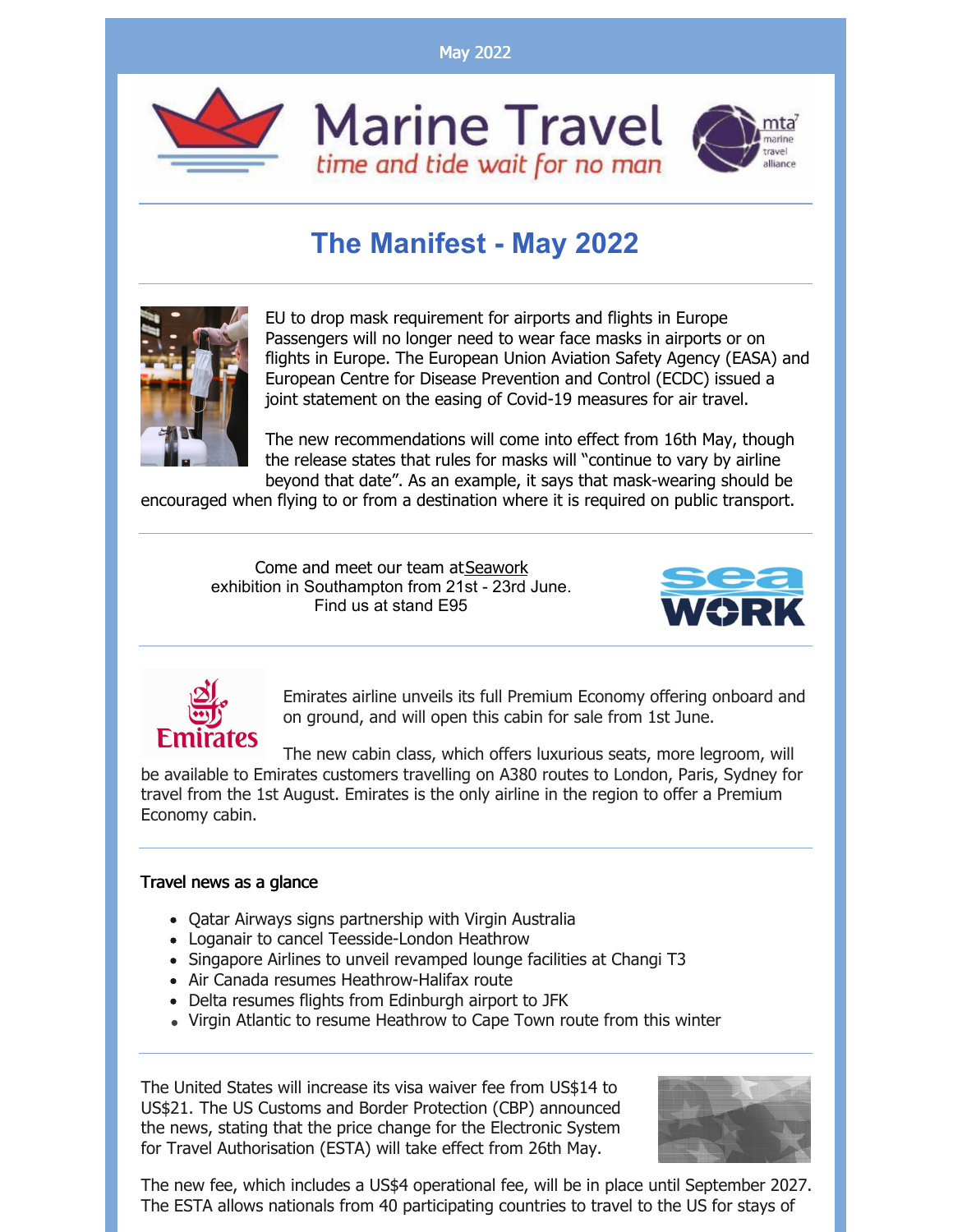May 2022

Marine Travel

*time and tide wait for no man*

mta marine travel alliance

# The Manifest - May 2022

EU to drop mask requirement for airports and flights in Europe
Passengers will no longer need to wear face masks in airports or on flights in Europe. The European Union Aviation Safety Agency (EASA) and European Centre for Disease Prevention and Control (ECDC) issued a joint statement on the easing of Covid-19 measures for air travel.

The new recommendations will come into effect from 16th May, though the release states that rules for masks will "continue to vary by airline beyond that date". As an example, it says that mask-wearing should be encouraged when flying to or from a destination where it is required on public transport.

---

Come and meet our team at Seawork exhibition in Southampton from 21st - 23rd June. Find us at stand E95

---

Emirates airline unveils its full Premium Economy offering onboard and on ground, and will open this cabin for sale from 1st June.

The new cabin class, which offers luxurious seats, more legroom, will be available to Emirates customers travelling on A380 routes to London, Paris, Sydney for travel from the 1st August. Emirates is the only airline in the region to offer a Premium Economy cabin.

---

**Travel news as a glance**

- Qatar Airways signs partnership with Virgin Australia
- Loganair to cancel Teesside-London Heathrow
- Singapore Airlines to unveil revamped lounge facilities at Changi T3
- Air Canada resumes Heathrow-Halifax route
- Delta resumes flights from Edinburgh airport to JFK
- Virgin Atlantic to resume Heathrow to Cape Town route from this winter

---

The United States will increase its visa waiver fee from US$14 to US$21. The US Customs and Border Protection (CBP) announced the news, stating that the price change for the Electronic System for Travel Authorisation (ESTA) will take effect from 26th May.

The new fee, which includes a US$4 operational fee, will be in place until September 2027. The ESTA allows nationals from 40 participating countries to travel to the US for stays of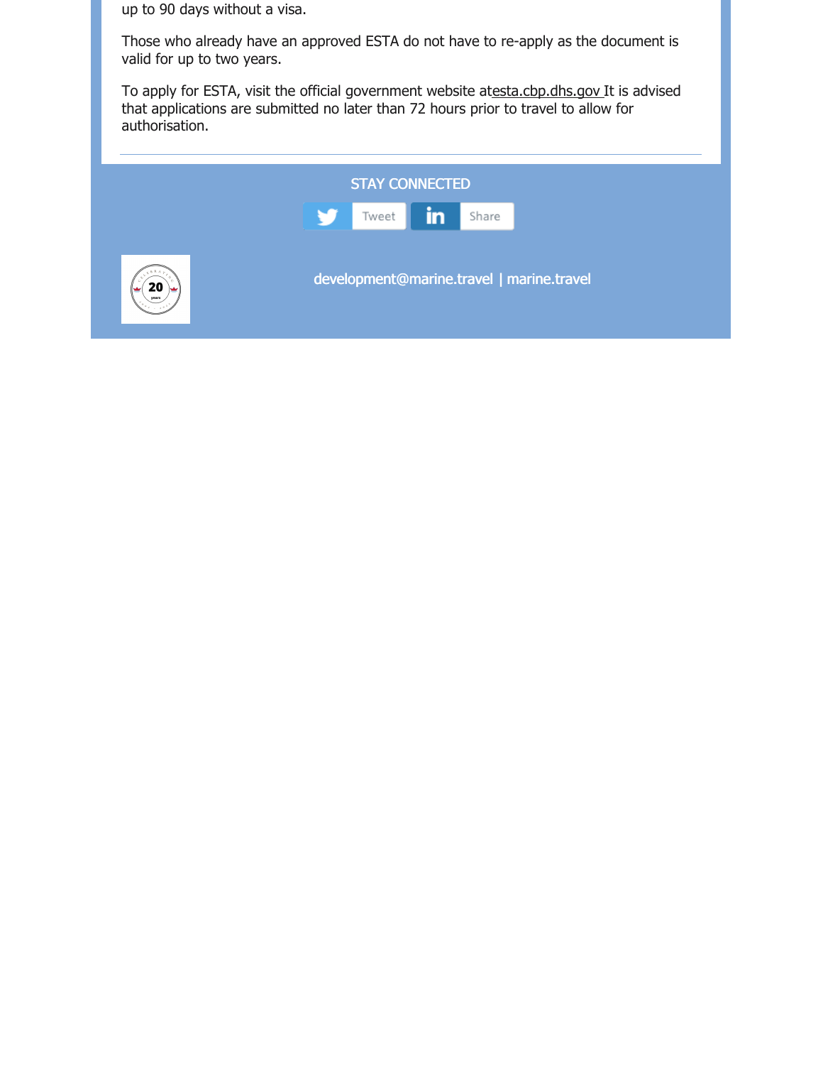up to 90 days without a visa.

Those who already have an approved ESTA do not have to re-apply as the document is valid for up to two years.

To apply for ESTA, visit the official government website atesta.cbp.dhs.gov It is advised that applications are submitted no later than 72 hours prior to travel to allow for authorisation.

---

STAY CONNECTED

Tweet Share

development@marine.travel | marine.travel